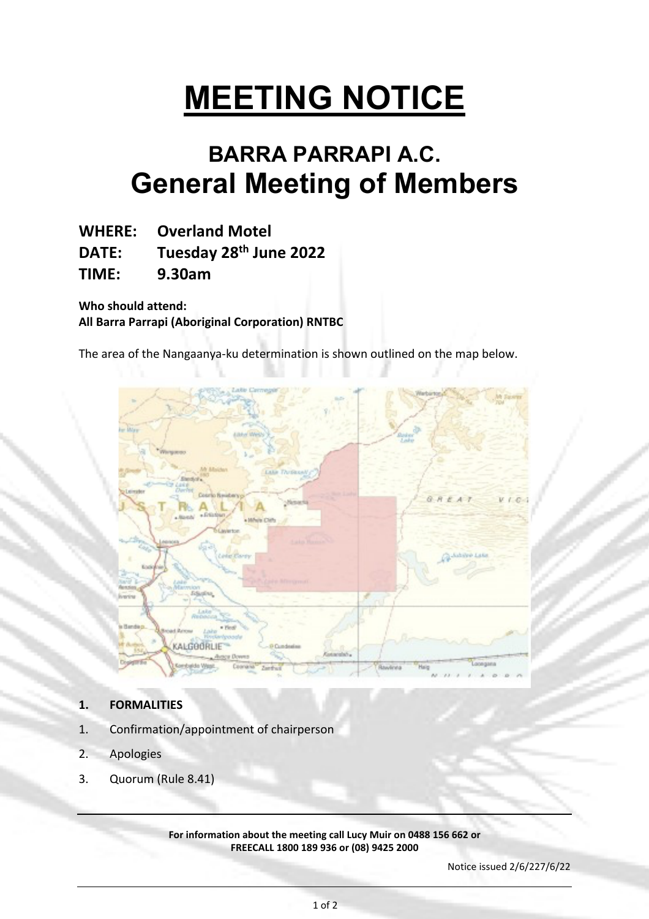# MEETING NOTICE

## BARRA PARRAPI A.C.
## General Meeting of Members

**WHERE: Overland Motel**
**DATE: Tuesday 28th June 2022**
**TIME: 9.30am**

**Who should attend:**
**All Barra Parrapi (Aboriginal Corporation) RNTBC**

The area of the Nangaanya-ku determination is shown outlined on the map below.

**1. FORMALITIES**

1. Confirmation/appointment of chairperson
2. Apologies
3. Quorum (Rule 8.41)

**For information about the meeting call Lucy Muir on 0488 156 662 or FREECALL 1800 189 936 or (08) 9425 2000**

Notice issued 2/6/227/6/22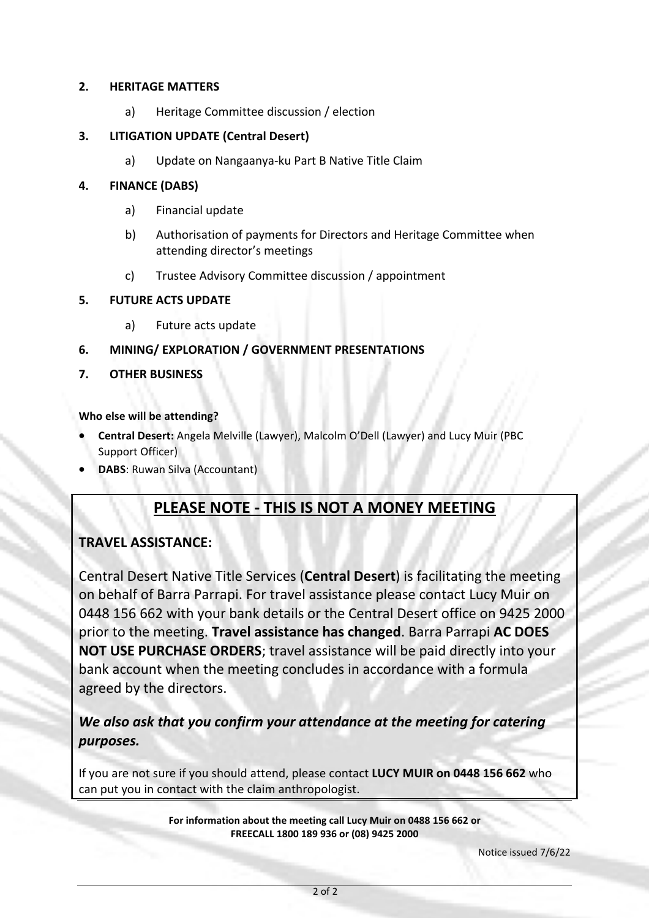**2. HERITAGE MATTERS**

a) Heritage Committee discussion / election

**3. LITIGATION UPDATE (Central Desert)**

a) Update on Nangaanya-ku Part B Native Title Claim

**4. FINANCE (DABS)**

a) Financial update

b) Authorisation of payments for Directors and Heritage Committee when attending director's meetings

c) Trustee Advisory Committee discussion / appointment

**5. FUTURE ACTS UPDATE**

a) Future acts update

**6. MINING/ EXPLORATION / GOVERNMENT PRESENTATIONS**

**7. OTHER BUSINESS**

**Who else will be attending?**

- **Central Desert:** Angela Melville (Lawyer), Malcolm O'Dell (Lawyer) and Lucy Muir (PBC Support Officer)
- **DABS**: Ruwan Silva (Accountant)

## PLEASE NOTE - THIS IS NOT A MONEY MEETING

**TRAVEL ASSISTANCE:**

Central Desert Native Title Services (**Central Desert**) is facilitating the meeting on behalf of Barra Parrapi. For travel assistance please contact Lucy Muir on 0448 156 662 with your bank details or the Central Desert office on 9425 2000 prior to the meeting. **Travel assistance has changed**. Barra Parrapi **AC DOES NOT USE PURCHASE ORDERS**; travel assistance will be paid directly into your bank account when the meeting concludes in accordance with a formula agreed by the directors.

***We also ask that you confirm your attendance at the meeting for catering purposes.***

If you are not sure if you should attend, please contact **LUCY MUIR on 0448 156 662** who can put you in contact with the claim anthropologist.

**For information about the meeting call Lucy Muir on 0488 156 662 or FREECALL 1800 189 936 or (08) 9425 2000**

Notice issued 7/6/22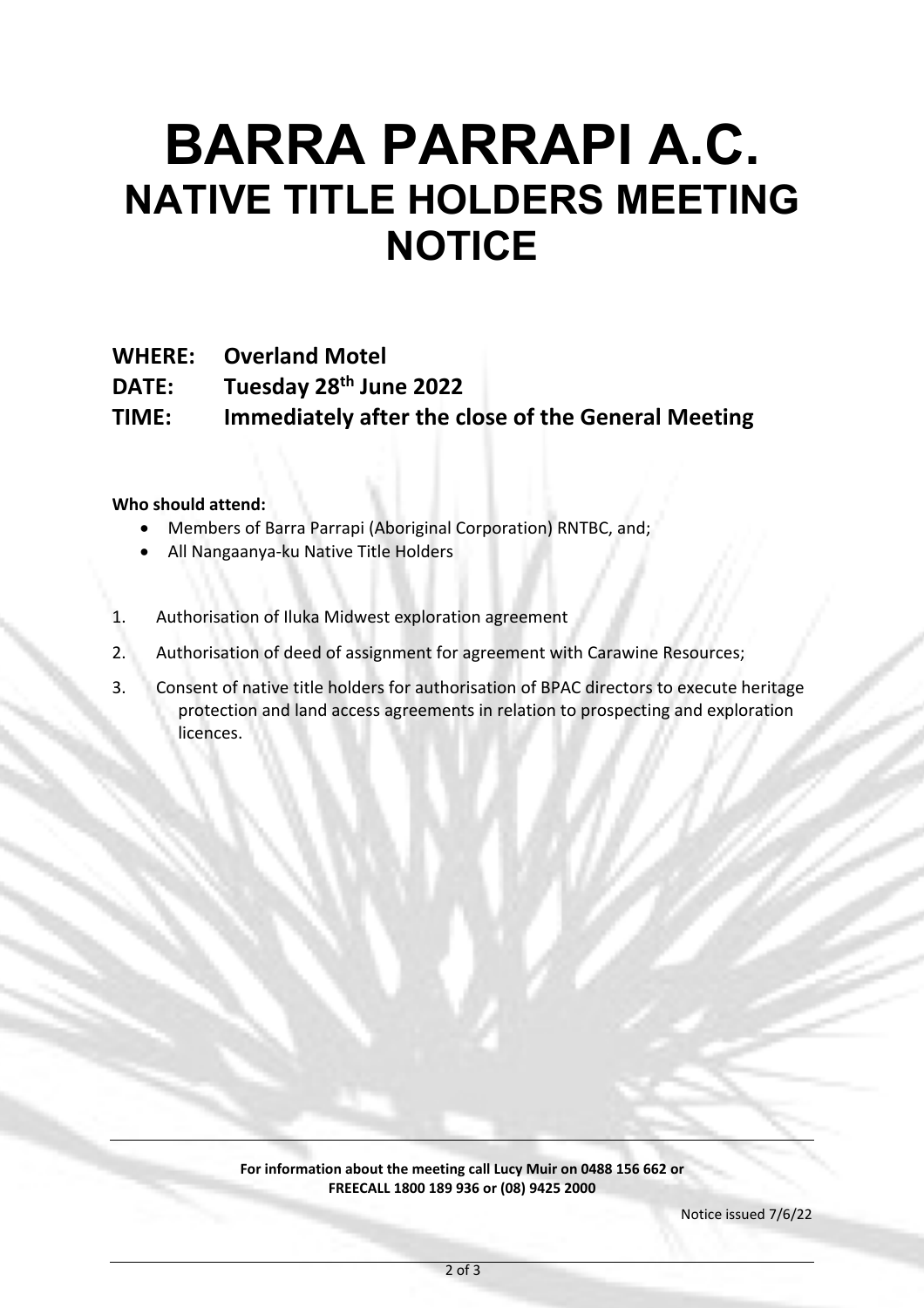# BARRA PARRAPI A.C.

## NATIVE TITLE HOLDERS MEETING NOTICE

**WHERE:** **Overland Motel**

**DATE:** **Tuesday 28th June 2022**

**TIME:** **Immediately after the close of the General Meeting**

**Who should attend:**

- Members of Barra Parrapi (Aboriginal Corporation) RNTBC, and;
- All Nangaanya-ku Native Title Holders

1. Authorisation of Iluka Midwest exploration agreement
2. Authorisation of deed of assignment for agreement with Carawine Resources;
3. Consent of native title holders for authorisation of BPAC directors to execute heritage protection and land access agreements in relation to prospecting and exploration licences.

**For information about the meeting call Lucy Muir on 0488 156 662 or FREECALL 1800 189 936 or (08) 9425 2000**

Notice issued 7/6/22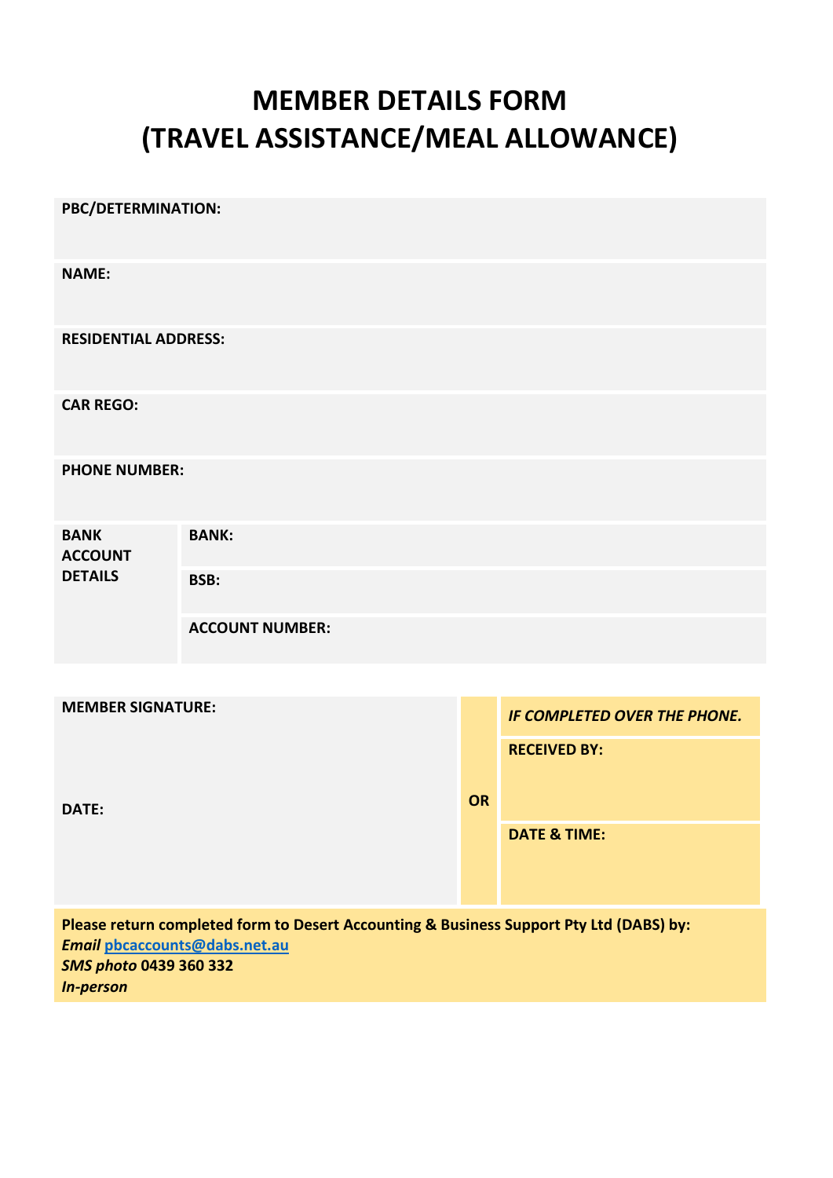# MEMBER DETAILS FORM (TRAVEL ASSISTANCE/MEAL ALLOWANCE)

| | | |
|---|---|---|
| **PBC/DETERMINATION:** | | |
| **NAME:** | | |
| **RESIDENTIAL ADDRESS:** | | |
| **CAR REGO:** | | |
| **PHONE NUMBER:** | | |
| **BANK ACCOUNT DETAILS** | **BANK:** | |
| | **BSB:** | |
| | **ACCOUNT NUMBER:** | |

| | | |
|---|---|---|
| **MEMBER SIGNATURE:** | **OR** | ***IF COMPLETED OVER THE PHONE.*** |
| | | **RECEIVED BY:** |
| **DATE:** | | **DATE & TIME:** |

**Please return completed form to Desert Accounting & Business Support Pty Ltd (DABS) by:**
***Email* pbcaccounts@dabs.net.au**
***SMS photo* 0439 360 332**
***In-person***